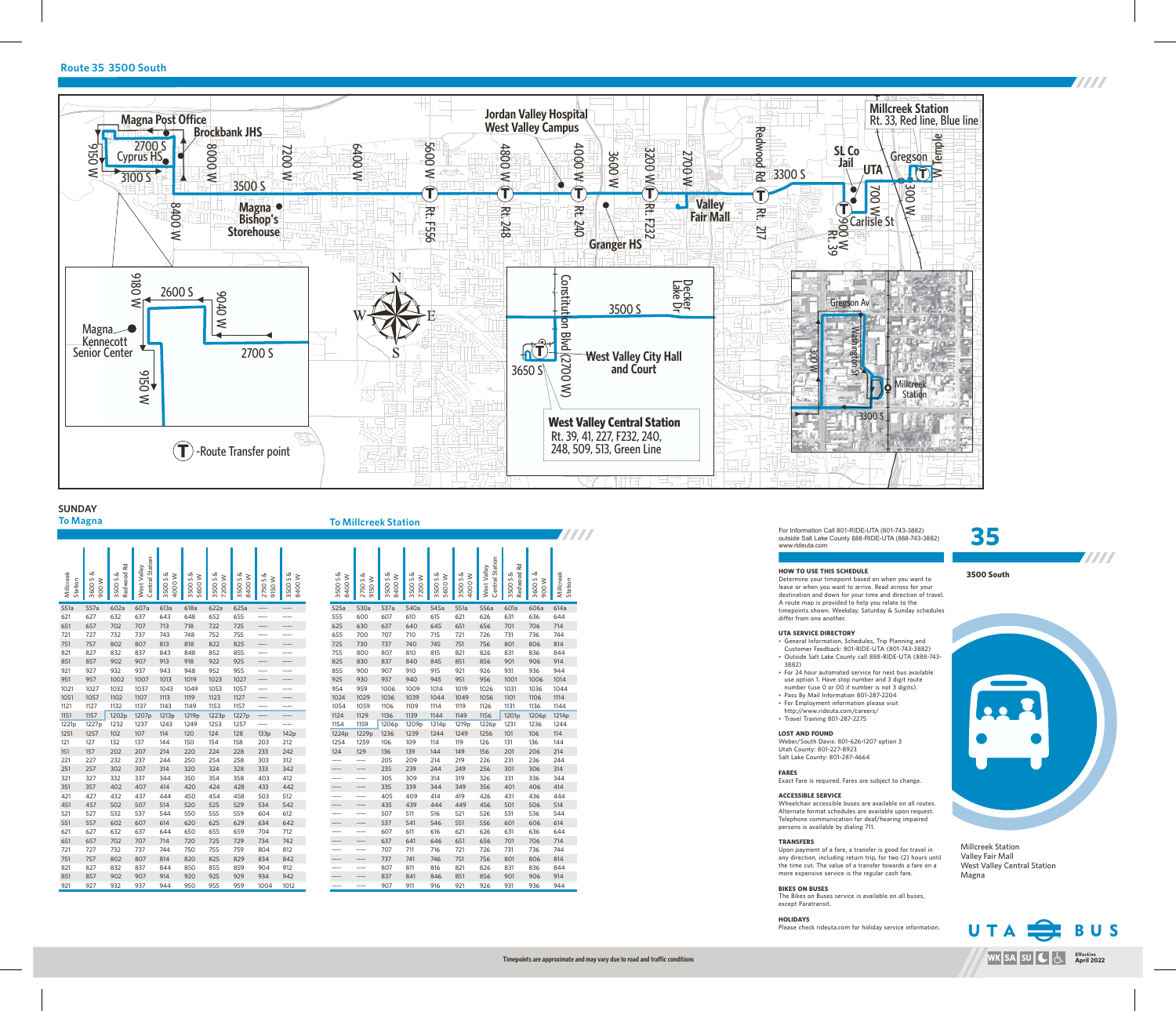## Route 35 3500 South

Magna Post Office, Brockbank JHS, 2700 S, Cyprus HS, 3100 S, 9150 W, 8000 W, 8400 W, 7200 W, 6400 W, 3500 S, Magna Bishop's Storehouse, 5600 W, Rt. F556, 4800 W, Rt. 248, Jordan Valley Hospital West Valley Campus, 4000 W, Rt. 240, 3600 W, Granger HS, 3200 W, Rt. F232, 2700 W, Valley Fair Mall, Redwood Rd, Rt. 217, 3300 S, SL Co Jail, UTA, 700 W, 900 W, Rt. 39, Carlisle St, Gregson, 300 W, W Temple, Millcreek Station Rt. 33, Red line, Blue line

Magna Kennecott Senior Center, 9180 W, 2600 S, 9040 W, 2700 S, 9150 W

Constitution Blvd (2700 W), Decker Lake Dr, 3500 S, 3650 S, West Valley City Hall and Court

**West Valley Central Station** Rt. 39, 41, 227, F232, 240, 248, 509, 513, Green Line

Gregson Av, 300 W, Washington St, Millcreek Station, 3300 S

(T) -Route Transfer point

## SUNDAY

### To Magna

| Millcreek Station | 3600 S & 900 W | 3500 S & Redwood Rd | West Valley Central Station | 3500 S & 4000 W | 3500 S & 5600 W | 3500 S & 7200 W | 3500 S & 8400 W | 2750 S & 9150 W | 3500 S & 8400 W |
|---|---|---|---|---|---|---|---|---|---|
| 551a | 557a | 602a | 607a | 613a | 618a | 622a | 625a | ---- | ---- |
| 621 | 627 | 632 | 637 | 643 | 648 | 652 | 655 | ---- | ---- |
| 651 | 657 | 702 | 707 | 713 | 718 | 722 | 725 | ---- | ---- |
| 721 | 727 | 732 | 737 | 743 | 748 | 752 | 755 | ---- | ---- |
| 751 | 757 | 802 | 807 | 813 | 818 | 822 | 825 | ---- | ---- |
| 821 | 827 | 832 | 837 | 843 | 848 | 852 | 855 | ---- | ---- |
| 851 | 857 | 902 | 907 | 913 | 918 | 922 | 925 | ---- | ---- |
| 921 | 927 | 932 | 937 | 943 | 948 | 952 | 955 | ---- | ---- |
| 951 | 957 | 1002 | 1007 | 1013 | 1019 | 1023 | 1027 | ---- | ---- |
| 1021 | 1027 | 1032 | 1037 | 1043 | 1049 | 1053 | 1057 | ---- | ---- |
| 1051 | 1057 | 1102 | 1107 | 1113 | 1119 | 1123 | 1127 | ---- | ---- |
| 1121 | 1127 | 1132 | 1137 | 1143 | 1149 | 1153 | 1157 | ---- | ---- |
| 1151 | 1157 | 1202p | 1207p | 1213p | 1219p | 1223p | 1227p | ---- | ---- |
| 1221p | 1227p | 1232 | 1237 | 1243 | 1249 | 1253 | 1257 | ---- | ---- |
| 1251 | 1257 | 102 | 107 | 114 | 120 | 124 | 128 | 133p | 142p |
| 121 | 127 | 132 | 137 | 144 | 150 | 154 | 158 | 203 | 212 |
| 151 | 157 | 202 | 207 | 214 | 220 | 224 | 228 | 233 | 242 |
| 221 | 227 | 232 | 237 | 244 | 250 | 254 | 258 | 303 | 312 |
| 251 | 257 | 302 | 307 | 314 | 320 | 324 | 328 | 333 | 342 |
| 321 | 327 | 332 | 337 | 344 | 350 | 354 | 358 | 403 | 412 |
| 351 | 357 | 402 | 407 | 414 | 420 | 424 | 428 | 433 | 442 |
| 421 | 427 | 432 | 437 | 444 | 450 | 454 | 458 | 503 | 512 |
| 451 | 457 | 502 | 507 | 514 | 520 | 525 | 529 | 534 | 542 |
| 521 | 527 | 532 | 537 | 544 | 550 | 555 | 559 | 604 | 612 |
| 551 | 557 | 602 | 607 | 614 | 620 | 625 | 629 | 634 | 642 |
| 621 | 627 | 632 | 637 | 644 | 650 | 655 | 659 | 704 | 712 |
| 651 | 657 | 702 | 707 | 714 | 720 | 725 | 729 | 734 | 742 |
| 721 | 727 | 732 | 737 | 744 | 750 | 755 | 759 | 804 | 812 |
| 751 | 757 | 802 | 807 | 814 | 820 | 825 | 829 | 834 | 842 |
| 821 | 827 | 832 | 837 | 844 | 850 | 855 | 859 | 904 | 912 |
| 851 | 857 | 902 | 907 | 914 | 920 | 925 | 929 | 934 | 942 |
| 921 | 927 | 932 | 937 | 944 | 950 | 955 | 959 | 1004 | 1012 |

### To Millcreek Station

| 3500 S & 8400 W | 2750 S & 9150 W | 3500 S & 8400 W | 3500 S & 7200 W | 3500 S & 5600 W | 3500 S & 4000 W | West Valley Central Station | 3500 S & Redwood Rd | 3600 S & 900 W | Millcreek Station |
|---|---|---|---|---|---|---|---|---|---|
| 525a | 530a | 537a | 540a | 545a | 551a | 556a | 601a | 606a | 614a |
| 555 | 600 | 607 | 610 | 615 | 621 | 626 | 631 | 636 | 644 |
| 625 | 630 | 637 | 640 | 645 | 651 | 656 | 701 | 706 | 714 |
| 655 | 700 | 707 | 710 | 715 | 721 | 726 | 731 | 736 | 744 |
| 725 | 730 | 737 | 740 | 745 | 751 | 756 | 801 | 806 | 814 |
| 755 | 800 | 807 | 810 | 815 | 821 | 826 | 831 | 836 | 844 |
| 825 | 830 | 837 | 840 | 845 | 851 | 856 | 901 | 906 | 914 |
| 855 | 900 | 907 | 910 | 915 | 921 | 926 | 931 | 936 | 944 |
| 925 | 930 | 937 | 940 | 945 | 951 | 956 | 1001 | 1006 | 1014 |
| 954 | 959 | 1006 | 1009 | 1014 | 1019 | 1026 | 1031 | 1036 | 1044 |
| 1024 | 1029 | 1036 | 1039 | 1044 | 1049 | 1056 | 1101 | 1106 | 1114 |
| 1054 | 1059 | 1106 | 1109 | 1114 | 1119 | 1126 | 1131 | 1136 | 1144 |
| 1124 | 1129 | 1136 | 1139 | 1144 | 1149 | 1156 | 1201p | 1206p | 1214p |
| 1154 | 1159 | 1206p | 1209p | 1214p | 1219p | 1226p | 1231 | 1236 | 1244 |
| 1224p | 1229p | 1236 | 1239 | 1244 | 1249 | 1256 | 101 | 106 | 114 |
| 1254 | 1259 | 106 | 109 | 114 | 119 | 126 | 131 | 136 | 144 |
| 124 | 129 | 136 | 139 | 144 | 149 | 156 | 201 | 206 | 214 |
| ---- | ---- | 205 | 209 | 214 | 219 | 226 | 231 | 236 | 244 |
| ---- | ---- | 235 | 239 | 244 | 249 | 256 | 301 | 306 | 314 |
| ---- | ---- | 305 | 309 | 314 | 319 | 326 | 331 | 336 | 344 |
| ---- | ---- | 335 | 339 | 344 | 349 | 356 | 401 | 406 | 414 |
| ---- | ---- | 405 | 409 | 414 | 419 | 426 | 431 | 436 | 444 |
| ---- | ---- | 435 | 439 | 444 | 449 | 456 | 501 | 506 | 514 |
| ---- | ---- | 507 | 511 | 516 | 521 | 526 | 531 | 536 | 544 |
| ---- | ---- | 537 | 541 | 546 | 551 | 556 | 601 | 606 | 614 |
| ---- | ---- | 607 | 611 | 616 | 621 | 626 | 631 | 636 | 644 |
| ---- | ---- | 637 | 641 | 646 | 651 | 656 | 701 | 706 | 714 |
| ---- | ---- | 707 | 711 | 716 | 721 | 726 | 731 | 736 | 744 |
| ---- | ---- | 737 | 741 | 746 | 751 | 756 | 801 | 806 | 814 |
| ---- | ---- | 807 | 811 | 816 | 821 | 826 | 831 | 836 | 844 |
| ---- | ---- | 837 | 841 | 846 | 851 | 856 | 901 | 906 | 914 |
| ---- | ---- | 907 | 911 | 916 | 921 | 926 | 931 | 936 | 944 |

Timepoints are approximate and may vary due to road and traffic conditions

For Information Call 801-RIDE-UTA (801-743-3882)
outside Salt Lake County 888-RIDE-UTA (888-743-3882)
www.rideuta.com

**HOW TO USE THIS SCHEDULE**
Determine your timepoint based on when you want to leave or when you want to arrive. Read across for your destination and down for your time and direction of travel. A route map is provided to help you relate to the timepoints shown. Weekday, Saturday & Sunday schedules differ from one another.

**UTA SERVICE DIRECTORY**
- General Information, Schedules, Trip Planning and Customer Feedback: 801-RIDE-UTA (801-743-3882)
- Outside Salt Lake County call 888-RIDE-UTA (888-743-3882)
- For 24 hour automated service for next bus available use option 1. Have stop number and 3 digit route number (use 0 or 00 if number is under 3 digits).
- Pass By Mail Information 801-287-2204
- For Employment information please visit http://www.rideuta.com/careers/
- Travel Training 801-287-2275

**LOST AND FOUND**
Weber/South Davis: 801-626-1207 option 3
Utah County: 801-227-8923
Salt Lake County: 801-287-4664

**FARES**
Exact Fare is required. Fares are subject to change.

**ACCESSIBLE SERVICE**
Wheelchair accessible buses are available on all routes. Alternate format schedules are available upon request. Telephone communication for deaf/hearing impaired persons is available by dialing 711.

**TRANSFERS**
Upon payment of a fare, a transfer is good for travel in any direction, including return trip, for two (2) hours until the time cut. The value of a transfer towards a fare on a more expensive service is the regular cash fare.

**BIKES ON BUSES**
The Bikes on Buses service is available on all buses, except Paratransit.

**HOLIDAYS**
Please check rideuta.com for holiday service information.

# 35

**3500 South**

Millcreek Station
Valley Fair Mall
West Valley Central Station
Magna

UTA BUS

WK SA SU

Effective April 2022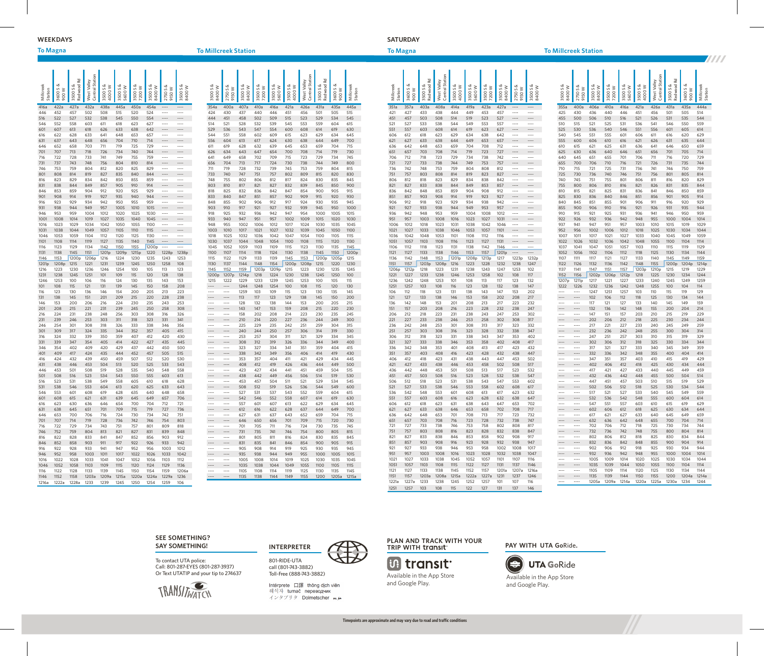## WEEKDAYS

### To Magna

| Millcreek Station | 3600 S & 900 W | 3500 S & Redwood Rd | West Valley Central Station | 3500 S & 4000 W | 3500 S & 5600 W | 3500 S & 7200 W | 3500 S & 8400 W | 2750 S & 9150 W | 3500 S & 8400 W |
|---|---|---|---|---|---|---|---|---|---|
| 416a | 422a | 427a | 432a | 438a | 445a | 450a | 454a | ---- | ---- |
| 446 | 452 | 457 | 502 | 508 | 515 | 520 | 524 | ---- | ---- |
| 516 | 522 | 527 | 532 | 538 | 545 | 550 | 554 | ---- | ---- |
| 546 | 552 | 558 | 603 | 611 | 618 | 623 | 627 | ---- | ---- |
| 601 | 607 | 613 | 618 | 626 | 633 | 638 | 642 | ---- | ---- |
| 616 | 622 | 628 | 633 | 641 | 648 | 653 | 657 | ---- | ---- |
| 631 | 637 | 643 | 648 | 656 | 704 | 710 | 714 | ---- | ---- |
| 646 | 652 | 658 | 703 | 711 | 719 | 725 | 729 | ---- | ---- |
| 701 | 707 | 713 | 718 | 726 | 734 | 740 | 744 | ---- | ---- |
| 716 | 722 | 728 | 733 | 741 | 749 | 755 | 759 | ---- | ---- |
| 731 | 737 | 743 | 748 | 756 | 804 | 810 | 814 | ---- | ---- |
| 746 | 753 | 759 | 804 | 812 | 820 | 825 | 829 | ---- | ---- |
| 801 | 808 | 814 | 819 | 827 | 835 | 840 | 844 | ---- | ---- |
| 816 | 823 | 829 | 834 | 842 | 850 | 855 | 859 | ---- | ---- |
| 831 | 838 | 844 | 849 | 857 | 905 | 910 | 914 | ---- | ---- |
| 846 | 853 | 859 | 904 | 912 | 920 | 925 | 929 | ---- | ---- |
| 901 | 908 | 914 | 919 | 927 | 935 | 940 | 944 | ---- | ---- |
| 916 | 923 | 929 | 934 | 942 | 950 | 955 | 959 | ---- | ---- |
| 931 | 938 | 944 | 949 | 957 | 1005 | 1010 | 1015 | ---- | ---- |
| 946 | 953 | 959 | 1004 | 1012 | 1020 | 1025 | 1030 | ---- | ---- |
| 1001 | 1008 | 1014 | 1019 | 1027 | 1035 | 1040 | 1045 | ---- | ---- |
| 1016 | 1023 | 1029 | 1034 | 1042 | 1050 | 1055 | 1100 | ---- | ---- |
| 1031 | 1038 | 1044 | 1049 | 1057 | 1105 | 1110 | 1115 | ---- | ---- |
| 1046 | 1053 | 1059 | 1104 | 1112 | 1120 | 1125 | 1130 | ---- | ---- |
| 1101 | 1108 | 1114 | 1119 | 1127 | 1135 | 1140 | 1145 | ---- | ---- |
| 1116 | 1123 | 1129 | 1134 | 1142 | 1150 | 1155 | 1200p | ---- | ---- |
| 1131 | 1138 | 1145 | 1151 | 1201p | 1209p | 1215p | 1220 | 1228p | 1238p |
| 1146 | 1153 | 1200p | 1206p | 1216 | 1224 | 1230 | 1235 | 1243 | 1253 |
| 1201p | 1208p | 1215 | 1221 | 1231 | 1239 | 1245 | 1250 | 1258 | 108 |
| 1216 | 1223 | 1230 | 1236 | 1246 | 1254 | 100 | 105 | 113 | 123 |
| 1231 | 1238 | 1245 | 1251 | 101 | 109 | 115 | 120 | 128 | 138 |
| 1246 | 1253 | 100 | 106 | 116 | 124 | 130 | 135 | 143 | 153 |
| 101 | 108 | 115 | 121 | 131 | 139 | 145 | 150 | 158 | 208 |
| 116 | 123 | 130 | 136 | 146 | 154 | 200 | 205 | 213 | 223 |
| 131 | 138 | 145 | 151 | 201 | 209 | 215 | 220 | 228 | 238 |
| 146 | 153 | 200 | 206 | 216 | 224 | 230 | 235 | 243 | 253 |
| 201 | 208 | 215 | 221 | 231 | 239 | 245 | 250 | 258 | 308 |
| 216 | 224 | 231 | 238 | 248 | 256 | 303 | 308 | 316 | 326 |
| 231 | 239 | 246 | 253 | 303 | 311 | 318 | 323 | 331 | 341 |
| 246 | 254 | 301 | 308 | 318 | 326 | 333 | 338 | 346 | 356 |
| 301 | 309 | 317 | 324 | 335 | 344 | 352 | 357 | 405 | 415 |
| 316 | 324 | 332 | 339 | 350 | 359 | 407 | 412 | 420 | 430 |
| 331 | 339 | 347 | 354 | 405 | 414 | 422 | 427 | 435 | 445 |
| 346 | 354 | 402 | 409 | 420 | 429 | 437 | 442 | 450 | 500 |
| 401 | 409 | 417 | 424 | 435 | 444 | 452 | 457 | 505 | 515 |
| 416 | 424 | 432 | 439 | 450 | 459 | 507 | 512 | 520 | 530 |
| 431 | 438 | 446 | 453 | 504 | 513 | 520 | 525 | 533 | 543 |
| 446 | 453 | 501 | 508 | 519 | 528 | 535 | 540 | 548 | 558 |
| 501 | 508 | 516 | 523 | 534 | 543 | 550 | 555 | 603 | 613 |
| 516 | 523 | 531 | 538 | 549 | 558 | 605 | 610 | 618 | 628 |
| 531 | 538 | 546 | 553 | 604 | 613 | 620 | 625 | 633 | 643 |
| 546 | 553 | 601 | 608 | 619 | 628 | 635 | 640 | 648 | 658 |
| 601 | 608 | 615 | 621 | 631 | 639 | 645 | 649 | 657 | 706 |
| 616 | 623 | 630 | 636 | 646 | 654 | 700 | 704 | 712 | 721 |
| 631 | 638 | 645 | 651 | 701 | 709 | 715 | 719 | 727 | 736 |
| 646 | 653 | 700 | 706 | 716 | 724 | 730 | 734 | 742 | 751 |
| 701 | 707 | 714 | 719 | 728 | 736 | 742 | 746 | 754 | 803 |
| 716 | 722 | 729 | 734 | 743 | 751 | 757 | 801 | 809 | 818 |
| 746 | 752 | 759 | 804 | 813 | 821 | 827 | 831 | 839 | 848 |
| 816 | 822 | 828 | 833 | 841 | 847 | 852 | 856 | 903 | 912 |
| 846 | 852 | 858 | 903 | 911 | 917 | 922 | 926 | 933 | 942 |
| 916 | 922 | 928 | 933 | 941 | 947 | 952 | 956 | 1003 | 1012 |
| 946 | 952 | 958 | 1003 | 1011 | 1017 | 1022 | 1026 | 1033 | 1042 |
| 1016 | 1022 | 1028 | 1033 | 1041 | 1047 | 1052 | 1056 | 1103 | 1112 |
| 1046 | 1052 | 1058 | 1103 | 1109 | 1115 | 1120 | 1124 | 1129 | 1136 |
| 1116 | 1122 | 1128 | 1133 | 1139 | 1145 | 1150 | 1154 | 1159 | 1206a |
| 1146 | 1152 | 1158 | 1203a | 1209a | 1215a | 1220a | 1224a | 1229a | 1236 |
| 1216a | 1222a | 1228a | 1233 | 1239 | 1245 | 1250 | 1254 | 1259 | 106 |

### To Millcreek Station

| 3500 S & 8400 W | 2750 S & 9150 W | 3500 S & 8400 W | 3500 S & 7200 W | 3500 S & 5600 W | 3500 S & 4000 W | West Valley Central Station | 3500 S & Redwood Rd | 3600 S & 900 W | Millcreek Station |
|---|---|---|---|---|---|---|---|---|---|
| 354a | 400a | 407a | 410a | 416a | 421a | 426a | 431a | 435a | 445a |
| 424 | 430 | 437 | 440 | 446 | 451 | 456 | 501 | 505 | 515 |
| 444 | 451 | 458 | 502 | 509 | 515 | 523 | 528 | 534 | 545 |
| 514 | 521 | 528 | 532 | 539 | 545 | 553 | 559 | 604 | 615 |
| 529 | 536 | 543 | 547 | 554 | 600 | 608 | 614 | 619 | 630 |
| 544 | 551 | 558 | 602 | 609 | 615 | 623 | 629 | 634 | 645 |
| 556 | 604 | 613 | 617 | 624 | 630 | 638 | 644 | 649 | 700 |
| 611 | 619 | 628 | 632 | 639 | 645 | 653 | 659 | 704 | 715 |
| 626 | 634 | 643 | 647 | 654 | 700 | 708 | 714 | 719 | 730 |
| 641 | 649 | 658 | 702 | 709 | 715 | 723 | 729 | 734 | 745 |
| 656 | 704 | 713 | 717 | 724 | 730 | 738 | 744 | 749 | 800 |
| 711 | 719 | 728 | 732 | 739 | 745 | 753 | 759 | 804 | 815 |
| 733 | 740 | 747 | 751 | 757 | 802 | 809 | 815 | 820 | 830 |
| 748 | 755 | 802 | 806 | 812 | 817 | 824 | 830 | 835 | 845 |
| 803 | 810 | 817 | 821 | 827 | 832 | 839 | 845 | 850 | 900 |
| 818 | 825 | 832 | 836 | 842 | 847 | 854 | 900 | 905 | 915 |
| 833 | 840 | 847 | 851 | 857 | 902 | 909 | 915 | 920 | 930 |
| 848 | 855 | 902 | 906 | 912 | 917 | 924 | 930 | 935 | 945 |
| 903 | 910 | 917 | 921 | 927 | 932 | 939 | 945 | 950 | 1000 |
| 918 | 925 | 932 | 936 | 942 | 947 | 954 | 1000 | 1005 | 1015 |
| 933 | 940 | 947 | 951 | 957 | 1002 | 1009 | 1015 | 1020 | 1030 |
| 948 | 955 | 1002 | 1006 | 1012 | 1017 | 1024 | 1030 | 1035 | 1045 |
| 1003 | 1010 | 1017 | 1021 | 1027 | 1032 | 1039 | 1045 | 1050 | 1100 |
| 1018 | 1025 | 1032 | 1036 | 1042 | 1047 | 1054 | 1100 | 1105 | 1115 |
| 1030 | 1037 | 1044 | 1048 | 1054 | 1100 | 1108 | 1115 | 1120 | 1130 |
| 1045 | 1052 | 1059 | 1103 | 1109 | 1115 | 1123 | 1130 | 1135 | 1145 |
| 1100 | 1107 | 1114 | 1118 | 1124 | 1130 | 1138 | 1145 | 1150 | 1200p |
| 1115 | 1122 | 1129 | 1133 | 1139 | 1145 | 1153 | 1200p | 1205p | 1215p |
| 1130 | 1137 | 1144 | 1148 | 1154 | 1200p | 1208p | 1215 | 1220 | 1230 |
| 1145 | 1152 | 1159 | 1203p | 1209p | 1215 | 1223 | 1230 | 1235 | 1245 |
| 1200p | 1207p | 1214p | 1218 | 1224 | 1230 | 1238 | 1245 | 1250 | 100 |
| 1215 | 1222 | 1229 | 1233 | 1239 | 1245 | 1253 | 100 | 105 | 115 |
| ---- | ---- | 1244 | 1248 | 1254 | 100 | 108 | 115 | 120 | 130 |
| ---- | ---- | 1259 | 103 | 109 | 115 | 123 | 130 | 135 | 145 |
| ---- | ---- | 113 | 117 | 123 | 129 | 138 | 145 | 150 | 200 |
| ---- | ---- | 128 | 132 | 138 | 144 | 153 | 200 | 205 | 215 |
| ---- | ---- | 143 | 147 | 153 | 159 | 208 | 215 | 220 | 230 |
| ---- | ---- | 158 | 202 | 208 | 214 | 223 | 230 | 235 | 245 |
| ---- | ---- | 210 | 214 | 220 | 227 | 236 | 244 | 249 | 300 |
| ---- | ---- | 225 | 229 | 235 | 242 | 251 | 259 | 304 | 315 |
| ---- | ---- | 240 | 244 | 250 | 257 | 306 | 314 | 319 | 330 |
| ---- | ---- | 253 | 257 | 304 | 311 | 321 | 329 | 334 | 345 |
| ---- | ---- | 308 | 312 | 319 | 326 | 336 | 344 | 349 | 400 |
| ---- | ---- | 323 | 327 | 334 | 341 | 351 | 359 | 404 | 415 |
| ---- | ---- | 338 | 342 | 349 | 356 | 406 | 414 | 419 | 430 |
| ---- | ---- | 353 | 357 | 404 | 411 | 421 | 429 | 434 | 445 |
| ---- | ---- | 408 | 412 | 419 | 426 | 436 | 444 | 449 | 500 |
| ---- | ---- | 423 | 427 | 434 | 441 | 451 | 459 | 504 | 515 |
| ---- | ---- | 438 | 442 | 449 | 456 | 506 | 514 | 519 | 530 |
| ---- | ---- | 453 | 457 | 504 | 511 | 521 | 529 | 534 | 545 |
| ---- | ---- | 508 | 512 | 519 | 526 | 536 | 544 | 549 | 600 |
| ---- | ---- | 527 | 531 | 537 | 543 | 552 | 559 | 604 | 615 |
| ---- | ---- | 542 | 546 | 552 | 558 | 607 | 614 | 619 | 630 |
| ---- | ---- | 557 | 601 | 607 | 613 | 622 | 629 | 634 | 645 |
| ---- | ---- | 612 | 616 | 622 | 628 | 637 | 644 | 649 | 700 |
| ---- | ---- | 627 | 631 | 637 | 643 | 652 | 659 | 704 | 715 |
| ---- | ---- | 646 | 650 | 656 | 701 | 709 | 715 | 720 | 730 |
| ---- | ---- | 701 | 705 | 711 | 716 | 724 | 730 | 735 | 745 |
| ---- | ---- | 731 | 735 | 741 | 746 | 754 | 800 | 805 | 815 |
| ---- | ---- | 801 | 805 | 811 | 816 | 824 | 830 | 835 | 845 |
| ---- | ---- | 831 | 835 | 841 | 846 | 854 | 900 | 905 | 915 |
| ---- | ---- | 905 | 908 | 914 | 919 | 925 | 930 | 935 | 945 |
| ---- | ---- | 935 | 938 | 944 | 949 | 955 | 1000 | 1005 | 1015 |
| ---- | ---- | 1005 | 1008 | 1014 | 1019 | 1025 | 1030 | 1035 | 1045 |
| ---- | ---- | 1035 | 1038 | 1044 | 1049 | 1055 | 1100 | 1105 | 1115 |
| ---- | ---- | 1105 | 1108 | 1114 | 1119 | 1125 | 1130 | 1135 | 1145 |
| ---- | ---- | 1135 | 1138 | 1144 | 1149 | 1155 | 1200 | 1205a | 1215a |

## SATURDAY

### To Magna

| Millcreek Station | 3600 S & 900 W | 3500 S & Redwood Rd | West Valley Central Station | 3500 S & 4000 W | 3500 S & 5600 W | 3500 S & 7200 W | 3500 S & 8400 W | 2750 S & 9150 W | 3500 S & 8400 W |
|---|---|---|---|---|---|---|---|---|---|
| 351a | 357a | 403a | 408a | 414a | 419a | 423a | 427a | ---- | ---- |
| 421 | 427 | 433 | 438 | 444 | 449 | 453 | 457 | ---- | ---- |
| 451 | 457 | 503 | 508 | 514 | 519 | 523 | 527 | ---- | ---- |
| 521 | 527 | 533 | 538 | 544 | 549 | 553 | 557 | ---- | ---- |
| 551 | 557 | 603 | 608 | 614 | 619 | 623 | 627 | ---- | ---- |
| 606 | 612 | 618 | 623 | 629 | 634 | 638 | 642 | ---- | ---- |
| 621 | 627 | 633 | 638 | 644 | 649 | 653 | 657 | ---- | ---- |
| 636 | 642 | 648 | 653 | 659 | 704 | 708 | 712 | ---- | ---- |
| 651 | 657 | 703 | 708 | 714 | 719 | 723 | 727 | ---- | ---- |
| 706 | 712 | 718 | 723 | 729 | 734 | 738 | 742 | ---- | ---- |
| 721 | 727 | 733 | 738 | 744 | 749 | 753 | 757 | ---- | ---- |
| 736 | 742 | 748 | 753 | 759 | 804 | 808 | 812 | ---- | ---- |
| 751 | 757 | 803 | 808 | 814 | 819 | 823 | 827 | ---- | ---- |
| 806 | 812 | 818 | 823 | 829 | 834 | 838 | 842 | ---- | ---- |
| 821 | 827 | 833 | 838 | 844 | 849 | 853 | 857 | ---- | ---- |
| 836 | 842 | 848 | 853 | 859 | 904 | 908 | 912 | ---- | ---- |
| 851 | 857 | 903 | 908 | 914 | 919 | 923 | 927 | ---- | ---- |
| 906 | 912 | 918 | 923 | 929 | 934 | 938 | 942 | ---- | ---- |
| 921 | 927 | 933 | 938 | 944 | 949 | 953 | 957 | ---- | ---- |
| 936 | 942 | 948 | 953 | 959 | 1004 | 1008 | 1012 | ---- | ---- |
| 951 | 957 | 1003 | 1008 | 1014 | 1019 | 1023 | 1027 | ---- | ---- |
| 1006 | 1012 | 1018 | 1023 | 1031 | 1038 | 1042 | 1046 | ---- | ---- |
| 1021 | 1027 | 1033 | 1038 | 1046 | 1053 | 1057 | 1101 | ---- | ---- |
| 1036 | 1042 | 1048 | 1053 | 1101 | 1108 | 1112 | 1116 | ---- | ---- |
| 1051 | 1057 | 1103 | 1108 | 1116 | 1123 | 1127 | 1131 | ---- | ---- |
| 1106 | 1112 | 1118 | 1123 | 1131 | 1138 | 1142 | 1146 | ---- | ---- |
| 1121 | 1127 | 1133 | 1138 | 1146 | 1153 | 1157 | 1201p | ---- | ---- |
| 1136 | 1142 | 1148 | 1153 | 1201p | 1208p | 1213p | 1217 | 1223p | 1232p |
| 1151 | 1157 | 1203p | 1208p | 1216 | 1223 | 1228 | 1232 | 1238 | 1247 |
| 1206p | 1212p | 1218 | 1223 | 1231 | 1238 | 1243 | 1247 | 1253 | 102 |
| 1221 | 1227 | 1233 | 1238 | 1246 | 1253 | 1258 | 102 | 108 | 117 |
| 1236 | 1242 | 1248 | 1253 | 101 | 108 | 113 | 117 | 123 | 132 |
| 1251 | 1257 | 103 | 108 | 116 | 123 | 128 | 132 | 138 | 147 |
| 106 | 112 | 118 | 123 | 131 | 138 | 143 | 147 | 153 | 202 |
| 121 | 127 | 133 | 138 | 146 | 153 | 158 | 202 | 208 | 217 |
| 136 | 142 | 148 | 153 | 201 | 208 | 213 | 217 | 223 | 232 |
| 151 | 157 | 203 | 208 | 216 | 223 | 228 | 232 | 238 | 247 |
| 206 | 212 | 218 | 223 | 231 | 238 | 243 | 247 | 253 | 302 |
| 221 | 227 | 233 | 238 | 246 | 253 | 258 | 302 | 308 | 317 |
| 236 | 242 | 248 | 253 | 301 | 308 | 313 | 317 | 323 | 332 |
| 251 | 257 | 303 | 308 | 316 | 323 | 328 | 332 | 338 | 347 |
| 306 | 312 | 318 | 323 | 331 | 338 | 343 | 347 | 353 | 402 |
| 321 | 327 | 333 | 338 | 346 | 353 | 358 | 402 | 408 | 417 |
| 336 | 342 | 348 | 353 | 401 | 408 | 413 | 417 | 423 | 432 |
| 351 | 357 | 403 | 408 | 416 | 423 | 428 | 432 | 438 | 447 |
| 406 | 412 | 418 | 423 | 431 | 438 | 443 | 447 | 453 | 502 |
| 421 | 427 | 433 | 438 | 446 | 453 | 458 | 502 | 508 | 517 |
| 436 | 442 | 448 | 453 | 501 | 508 | 513 | 517 | 523 | 532 |
| 451 | 457 | 503 | 508 | 516 | 523 | 528 | 532 | 538 | 547 |
| 506 | 512 | 518 | 523 | 531 | 538 | 543 | 547 | 553 | 602 |
| 521 | 527 | 533 | 538 | 546 | 553 | 558 | 602 | 608 | 617 |
| 536 | 542 | 548 | 553 | 601 | 608 | 613 | 617 | 623 | 632 |
| 551 | 557 | 603 | 608 | 616 | 623 | 628 | 632 | 638 | 647 |
| 606 | 612 | 618 | 623 | 631 | 638 | 643 | 647 | 653 | 702 |
| 621 | 627 | 633 | 638 | 646 | 653 | 658 | 702 | 708 | 717 |
| 636 | 642 | 648 | 653 | 701 | 708 | 713 | 717 | 723 | 732 |
| 651 | 657 | 703 | 708 | 716 | 723 | 728 | 732 | 738 | 747 |
| 721 | 727 | 733 | 738 | 746 | 753 | 758 | 802 | 808 | 817 |
| 751 | 757 | 803 | 808 | 816 | 823 | 828 | 832 | 838 | 847 |
| 821 | 827 | 833 | 838 | 846 | 853 | 858 | 902 | 908 | 917 |
| 851 | 857 | 903 | 908 | 916 | 923 | 928 | 932 | 938 | 947 |
| 921 | 927 | 933 | 938 | 946 | 953 | 958 | 1002 | 1008 | 1017 |
| 951 | 957 | 1003 | 1008 | 1016 | 1023 | 1028 | 1032 | 1038 | 1047 |
| 1021 | 1027 | 1033 | 1038 | 1045 | 1052 | 1057 | 1101 | 1107 | 1116 |
| 1051 | 1057 | 1103 | 1108 | 1115 | 1122 | 1127 | 1131 | 1137 | 1146 |
| 1121 | 1127 | 1133 | 1138 | 1145 | 1152 | 1157 | 1201a | 1207a | 1216a |
| 1151 | 1157 | 1203a | 1208a | 1215a | 1222a | 1227a | 1231 | 1237 | 1246 |
| 1221a | 1227a | 1233 | 1238 | 1245 | 1252 | 1257 | 101 | 107 | 116 |
| 1251 | 1257 | 103 | 108 | 115 | 122 | 127 | 131 | 137 | 146 |

### To Millcreek Station

| 3500 S & 8400 W | 2750 S & 9150 W | 3500 S & 8400 W | 3500 S & 7200 W | 3500 S & 5600 W | 3500 S & 4000 W | West Valley Central Station | 3500 S & Redwood Rd | 3600 S & 900 W | Millcreek Station |
|---|---|---|---|---|---|---|---|---|---|
| 355a | 400a | 406a | 410a | 416a | 421a | 426a | 431a | 435a | 444a |
| 425 | 430 | 436 | 440 | 446 | 451 | 456 | 501 | 505 | 514 |
| 455 | 500 | 506 | 510 | 516 | 521 | 526 | 531 | 535 | 544 |
| 510 | 515 | 521 | 525 | 531 | 536 | 541 | 546 | 550 | 559 |
| 525 | 530 | 536 | 540 | 546 | 551 | 556 | 601 | 605 | 614 |
| 540 | 545 | 551 | 555 | 601 | 606 | 611 | 616 | 620 | 629 |
| 555 | 600 | 606 | 610 | 616 | 621 | 626 | 631 | 635 | 644 |
| 610 | 615 | 621 | 625 | 631 | 636 | 641 | 646 | 650 | 659 |
| 625 | 630 | 636 | 640 | 646 | 651 | 656 | 701 | 705 | 714 |
| 640 | 645 | 651 | 655 | 701 | 706 | 711 | 716 | 720 | 729 |
| 655 | 700 | 706 | 710 | 716 | 721 | 726 | 731 | 735 | 744 |
| 710 | 715 | 721 | 725 | 731 | 736 | 741 | 746 | 750 | 759 |
| 725 | 730 | 736 | 740 | 746 | 751 | 756 | 801 | 805 | 814 |
| 740 | 745 | 751 | 755 | 801 | 806 | 811 | 816 | 820 | 829 |
| 755 | 800 | 806 | 810 | 816 | 821 | 826 | 831 | 835 | 844 |
| 810 | 815 | 821 | 825 | 831 | 836 | 841 | 846 | 850 | 859 |
| 825 | 830 | 836 | 840 | 846 | 851 | 856 | 901 | 905 | 914 |
| 840 | 845 | 851 | 855 | 901 | 906 | 911 | 916 | 920 | 929 |
| 855 | 900 | 906 | 910 | 916 | 921 | 926 | 931 | 935 | 944 |
| 910 | 915 | 921 | 925 | 931 | 936 | 941 | 946 | 950 | 959 |
| 922 | 926 | 932 | 936 | 942 | 948 | 955 | 1000 | 1004 | 1014 |
| 937 | 941 | 947 | 951 | 957 | 1003 | 1010 | 1015 | 1019 | 1029 |
| 952 | 956 | 1002 | 1006 | 1012 | 1018 | 1025 | 1030 | 1034 | 1044 |
| 1007 | 1011 | 1017 | 1021 | 1027 | 1033 | 1040 | 1045 | 1049 | 1059 |
| 1022 | 1026 | 1032 | 1036 | 1042 | 1048 | 1055 | 1100 | 1104 | 1114 |
| 1037 | 1041 | 1047 | 1051 | 1057 | 1103 | 1110 | 1115 | 1119 | 1129 |
| 1052 | 1056 | 1102 | 1106 | 1112 | 1118 | 1125 | 1130 | 1134 | 1144 |
| 1107 | 1111 | 1117 | 1121 | 1127 | 1133 | 1140 | 1145 | 1149 | 1159 |
| 1122 | 1126 | 1132 | 1136 | 1142 | 1148 | 1155 | 1200p | 1204p | 1214p |
| 1137 | 1141 | 1147 | 1151 | 1157 | 1203p | 1210p | 1215 | 1219 | 1229 |
| 1152 | 1156 | 1202p | 1206p | 1212p | 1218 | 1225 | 1230 | 1234 | 1244 |
| 1207p | 1211p | 1217 | 1221 | 1227 | 1233 | 1240 | 1245 | 1249 | 1259 |
| 1222 | 1226 | 1232 | 1236 | 1242 | 1248 | 1255 | 100 | 104 | 114 |
| ---- | ---- | 1247 | 1251 | 1257 | 103 | 110 | 115 | 119 | 129 |
| ---- | ---- | 102 | 106 | 112 | 118 | 125 | 130 | 134 | 144 |
| ---- | ---- | 117 | 121 | 127 | 133 | 140 | 145 | 149 | 159 |
| ---- | ---- | 132 | 136 | 142 | 148 | 155 | 200 | 204 | 214 |
| ---- | ---- | 147 | 151 | 157 | 203 | 210 | 215 | 219 | 229 |
| ---- | ---- | 202 | 206 | 212 | 218 | 225 | 230 | 234 | 244 |
| ---- | ---- | 217 | 221 | 227 | 233 | 240 | 245 | 249 | 259 |
| ---- | ---- | 232 | 236 | 242 | 248 | 255 | 300 | 304 | 314 |
| ---- | ---- | 247 | 251 | 257 | 303 | 310 | 315 | 319 | 329 |
| ---- | ---- | 302 | 306 | 312 | 318 | 325 | 330 | 334 | 344 |
| ---- | ---- | 317 | 321 | 327 | 333 | 340 | 345 | 349 | 359 |
| ---- | ---- | 332 | 336 | 342 | 348 | 355 | 400 | 404 | 414 |
| ---- | ---- | 347 | 351 | 357 | 403 | 410 | 415 | 419 | 429 |
| ---- | ---- | 402 | 406 | 412 | 418 | 425 | 430 | 434 | 444 |
| ---- | ---- | 417 | 421 | 427 | 433 | 440 | 445 | 449 | 459 |
| ---- | ---- | 432 | 436 | 442 | 448 | 455 | 500 | 504 | 514 |
| ---- | ---- | 447 | 451 | 457 | 503 | 510 | 515 | 519 | 529 |
| ---- | ---- | 502 | 506 | 512 | 518 | 525 | 530 | 534 | 544 |
| ---- | ---- | 517 | 521 | 527 | 533 | 540 | 545 | 549 | 559 |
| ---- | ---- | 532 | 536 | 542 | 548 | 555 | 600 | 604 | 614 |
| ---- | ---- | 547 | 551 | 557 | 603 | 610 | 615 | 619 | 629 |
| ---- | ---- | 602 | 606 | 612 | 618 | 625 | 630 | 634 | 644 |
| ---- | ---- | 617 | 621 | 627 | 633 | 640 | 645 | 649 | 659 |
| ---- | ---- | 632 | 636 | 642 | 648 | 655 | 700 | 704 | 714 |
| ---- | ---- | 702 | 706 | 712 | 718 | 725 | 730 | 734 | 744 |
| ---- | ---- | 732 | 736 | 742 | 748 | 755 | 800 | 804 | 814 |
| ---- | ---- | 802 | 806 | 812 | 818 | 825 | 830 | 834 | 844 |
| ---- | ---- | 832 | 836 | 842 | 848 | 855 | 900 | 904 | 914 |
| ---- | ---- | 902 | 906 | 912 | 918 | 925 | 930 | 934 | 944 |
| ---- | ---- | 932 | 936 | 942 | 948 | 955 | 1000 | 1004 | 1014 |
| ---- | ---- | 1005 | 1009 | 1014 | 1020 | 1025 | 1030 | 1034 | 1044 |
| ---- | ---- | 1035 | 1039 | 1044 | 1050 | 1055 | 1100 | 1104 | 1114 |
| ---- | ---- | 1105 | 1109 | 1114 | 1120 | 1125 | 1130 | 1134 | 1144 |
| ---- | ---- | 1135 | 1139 | 1144 | 1150 | 1155 | 1200 | 1204a | 1214a |
| ---- | ---- | 1205a | 1209a | 1214a | 1220a | 1225a | 1230a | 1234 | 1244 |

**SEE SOMETHING? SAY SOMETHING!**

To contact UTA police:
Call: 801-287-EYES (801-287-3937)
Or Text UTATIP and your tip to 274637

TRANSITWATCH

**INTERPRETER**

801-RIDE-UTA
call (801-743-3882)
Toll-Free (888-743-3882)

Intérprete 口譯 thông dịch viên
해석자 tumač переводчик
インタプリタ Dolmetscher

**PLAN AND TRACK WITH YOUR TRIP WITH transit**

transit

Available in the App Store and Google Play.

**PAY WITH UTA GoRide.**

UTA GoRide

Available in the App Store and Google Play.

Timepoints are approximate and may vary due to road and traffic conditions